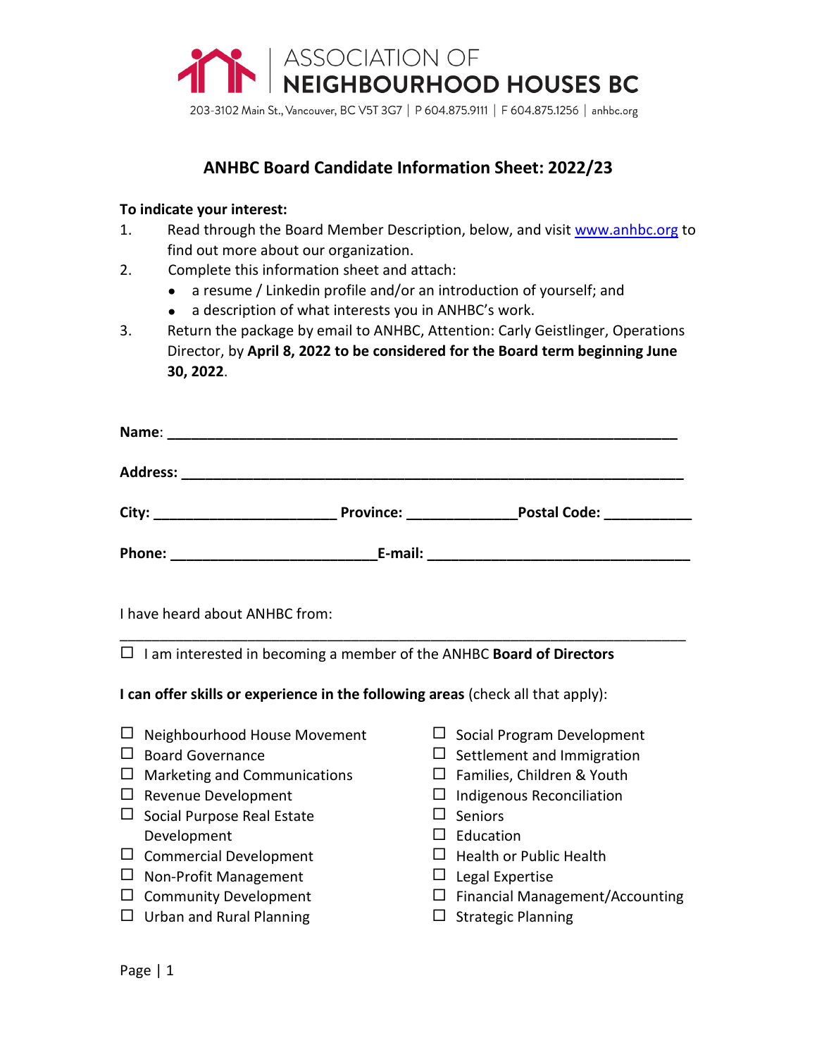ASSOCIATION OF
**NEIGHBOURHOOD HOUSES BC**

203-3102 Main St., Vancouver, BC V5T 3G7 | P 604.875.9111 | F 604.875.1256 | anhbc.org

## ANHBC Board Candidate Information Sheet: 2022/23

**To indicate your interest:**

1. Read through the Board Member Description, below, and visit [www.anhbc.org](www.anhbc.org) to find out more about our organization.
2. Complete this information sheet and attach:
   - a resume / Linkedin profile and/or an introduction of yourself; and
   - a description of what interests you in ANHBC's work.
3. Return the package by email to ANHBC, Attention: Carly Geistlinger, Operations Director, by **April 8, 2022 to be considered for the Board term beginning June 30, 2022**.

**Name**: ____________________________________________________________

**Address:** __________________________________________________________

**City:** ______________________ **Province:** _____________ **Postal Code:** ___________

**Phone:** _________________________ **E-mail:** ________________________________

I have heard about ANHBC from: ____________________________________________________________

☐ I am interested in becoming a member of the ANHBC **Board of Directors**

**I can offer skills or experience in the following areas** (check all that apply):

- ☐ Neighbourhood House Movement
- ☐ Board Governance
- ☐ Marketing and Communications
- ☐ Revenue Development
- ☐ Social Purpose Real Estate Development
- ☐ Commercial Development
- ☐ Non-Profit Management
- ☐ Community Development
- ☐ Urban and Rural Planning
- ☐ Social Program Development
- ☐ Settlement and Immigration
- ☐ Families, Children & Youth
- ☐ Indigenous Reconciliation
- ☐ Seniors
- ☐ Education
- ☐ Health or Public Health
- ☐ Legal Expertise
- ☐ Financial Management/Accounting
- ☐ Strategic Planning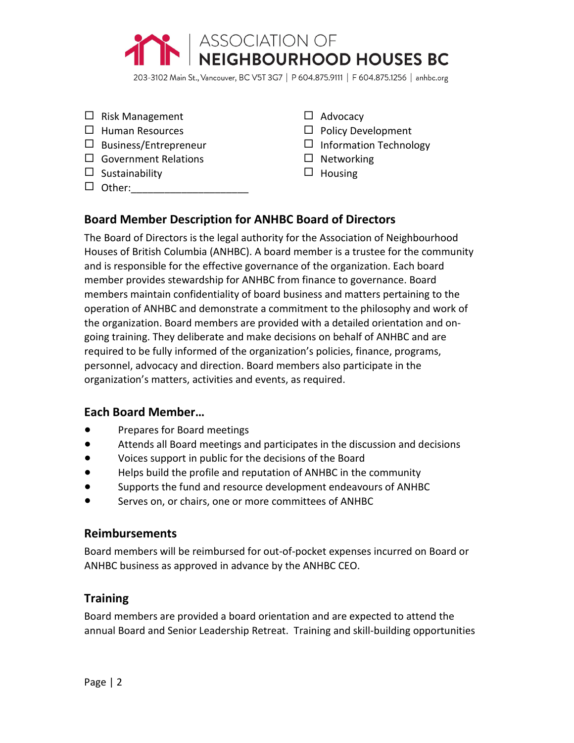- ☐ Risk Management
- ☐ Human Resources
- ☐ Business/Entrepreneur
- ☐ Government Relations
- ☐ Sustainability
- ☐ Other:____________________
- ☐ Advocacy
- ☐ Policy Development
- ☐ Information Technology
- ☐ Networking
- ☐ Housing

## Board Member Description for ANHBC Board of Directors

The Board of Directors is the legal authority for the Association of Neighbourhood Houses of British Columbia (ANHBC). A board member is a trustee for the community and is responsible for the effective governance of the organization. Each board member provides stewardship for ANHBC from finance to governance. Board members maintain confidentiality of board business and matters pertaining to the operation of ANHBC and demonstrate a commitment to the philosophy and work of the organization. Board members are provided with a detailed orientation and on-going training. They deliberate and make decisions on behalf of ANHBC and are required to be fully informed of the organization's policies, finance, programs, personnel, advocacy and direction. Board members also participate in the organization's matters, activities and events, as required.

### Each Board Member…

- Prepares for Board meetings
- Attends all Board meetings and participates in the discussion and decisions
- Voices support in public for the decisions of the Board
- Helps build the profile and reputation of ANHBC in the community
- Supports the fund and resource development endeavours of ANHBC
- Serves on, or chairs, one or more committees of ANHBC

### Reimbursements

Board members will be reimbursed for out-of-pocket expenses incurred on Board or ANHBC business as approved in advance by the ANHBC CEO.

### Training

Board members are provided a board orientation and are expected to attend the annual Board and Senior Leadership Retreat. Training and skill-building opportunities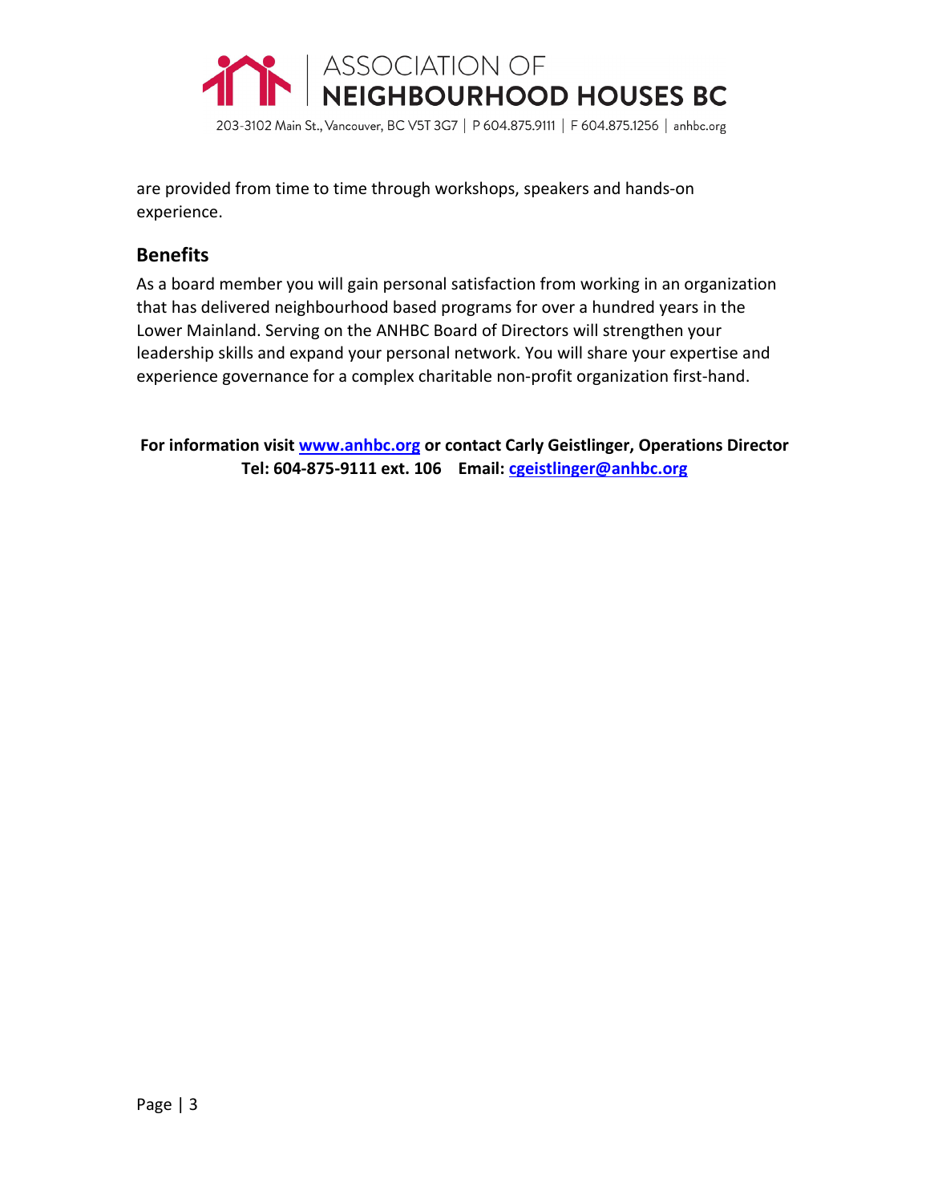are provided from time to time through workshops, speakers and hands-on experience.

## Benefits

As a board member you will gain personal satisfaction from working in an organization that has delivered neighbourhood based programs for over a hundred years in the Lower Mainland. Serving on the ANHBC Board of Directors will strengthen your leadership skills and expand your personal network. You will share your expertise and experience governance for a complex charitable non-profit organization first-hand.

**For information visit [www.anhbc.org](http://www.anhbc.org) or contact Carly Geistlinger, Operations Director**
**Tel: 604-875-9111 ext. 106 Email: [cgeistlinger@anhbc.org](mailto:cgeistlinger@anhbc.org)**